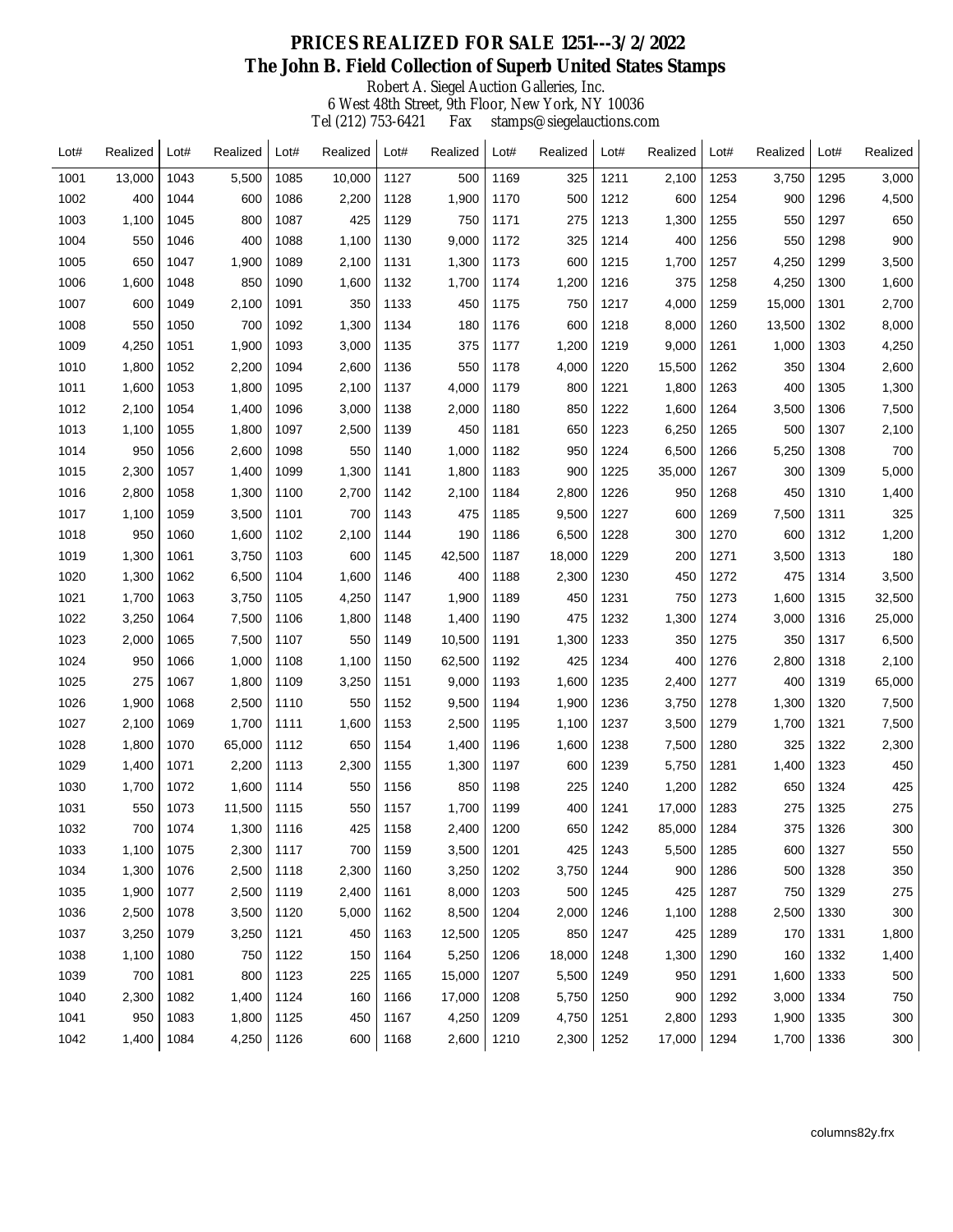# PRICES REALIZED FOR SALE 1251---3/2/2022
## The John B. Field Collection of Superb United States Stamps

Robert A. Siegel Auction Galleries, Inc.
6 West 48th Street, 9th Floor, New York, NY 10036
Tel (212) 753-6421 Fax stamps@siegelauctions.com

| Lot# | Realized | Lot# | Realized | Lot# | Realized | Lot# | Realized | Lot# | Realized | Lot# | Realized | Lot# | Realized | Lot# | Realized |
|---|---|---|---|---|---|---|---|---|---|---|---|---|---|---|---|
| 1001 | 13,000 | 1043 | 5,500 | 1085 | 10,000 | 1127 | 500 | 1169 | 325 | 1211 | 2,100 | 1253 | 3,750 | 1295 | 3,000 |
| 1002 | 400 | 1044 | 600 | 1086 | 2,200 | 1128 | 1,900 | 1170 | 500 | 1212 | 600 | 1254 | 900 | 1296 | 4,500 |
| 1003 | 1,100 | 1045 | 800 | 1087 | 425 | 1129 | 750 | 1171 | 275 | 1213 | 1,300 | 1255 | 550 | 1297 | 650 |
| 1004 | 550 | 1046 | 400 | 1088 | 1,100 | 1130 | 9,000 | 1172 | 325 | 1214 | 400 | 1256 | 550 | 1298 | 900 |
| 1005 | 650 | 1047 | 1,900 | 1089 | 2,100 | 1131 | 1,300 | 1173 | 600 | 1215 | 1,700 | 1257 | 4,250 | 1299 | 3,500 |
| 1006 | 1,600 | 1048 | 850 | 1090 | 1,600 | 1132 | 1,700 | 1174 | 1,200 | 1216 | 375 | 1258 | 4,250 | 1300 | 1,600 |
| 1007 | 600 | 1049 | 2,100 | 1091 | 350 | 1133 | 450 | 1175 | 750 | 1217 | 4,000 | 1259 | 15,000 | 1301 | 2,700 |
| 1008 | 550 | 1050 | 700 | 1092 | 1,300 | 1134 | 180 | 1176 | 600 | 1218 | 8,000 | 1260 | 13,500 | 1302 | 8,000 |
| 1009 | 4,250 | 1051 | 1,900 | 1093 | 3,000 | 1135 | 375 | 1177 | 1,200 | 1219 | 9,000 | 1261 | 1,000 | 1303 | 4,250 |
| 1010 | 1,800 | 1052 | 2,200 | 1094 | 2,600 | 1136 | 550 | 1178 | 4,000 | 1220 | 15,500 | 1262 | 350 | 1304 | 2,600 |
| 1011 | 1,600 | 1053 | 1,800 | 1095 | 2,100 | 1137 | 4,000 | 1179 | 800 | 1221 | 1,800 | 1263 | 400 | 1305 | 1,300 |
| 1012 | 2,100 | 1054 | 1,400 | 1096 | 3,000 | 1138 | 2,000 | 1180 | 850 | 1222 | 1,600 | 1264 | 3,500 | 1306 | 7,500 |
| 1013 | 1,100 | 1055 | 1,800 | 1097 | 2,500 | 1139 | 450 | 1181 | 650 | 1223 | 6,250 | 1265 | 500 | 1307 | 2,100 |
| 1014 | 950 | 1056 | 2,600 | 1098 | 550 | 1140 | 1,000 | 1182 | 950 | 1224 | 6,500 | 1266 | 5,250 | 1308 | 700 |
| 1015 | 2,300 | 1057 | 1,400 | 1099 | 1,300 | 1141 | 1,800 | 1183 | 900 | 1225 | 35,000 | 1267 | 300 | 1309 | 5,000 |
| 1016 | 2,800 | 1058 | 1,300 | 1100 | 2,700 | 1142 | 2,100 | 1184 | 2,800 | 1226 | 950 | 1268 | 450 | 1310 | 1,400 |
| 1017 | 1,100 | 1059 | 3,500 | 1101 | 700 | 1143 | 475 | 1185 | 9,500 | 1227 | 600 | 1269 | 7,500 | 1311 | 325 |
| 1018 | 950 | 1060 | 1,600 | 1102 | 2,100 | 1144 | 190 | 1186 | 6,500 | 1228 | 300 | 1270 | 600 | 1312 | 1,200 |
| 1019 | 1,300 | 1061 | 3,750 | 1103 | 600 | 1145 | 42,500 | 1187 | 18,000 | 1229 | 200 | 1271 | 3,500 | 1313 | 180 |
| 1020 | 1,300 | 1062 | 6,500 | 1104 | 1,600 | 1146 | 400 | 1188 | 2,300 | 1230 | 450 | 1272 | 475 | 1314 | 3,500 |
| 1021 | 1,700 | 1063 | 3,750 | 1105 | 4,250 | 1147 | 1,900 | 1189 | 450 | 1231 | 750 | 1273 | 1,600 | 1315 | 32,500 |
| 1022 | 3,250 | 1064 | 7,500 | 1106 | 1,800 | 1148 | 1,400 | 1190 | 475 | 1232 | 1,300 | 1274 | 3,000 | 1316 | 25,000 |
| 1023 | 2,000 | 1065 | 7,500 | 1107 | 550 | 1149 | 10,500 | 1191 | 1,300 | 1233 | 350 | 1275 | 350 | 1317 | 6,500 |
| 1024 | 950 | 1066 | 1,000 | 1108 | 1,100 | 1150 | 62,500 | 1192 | 425 | 1234 | 400 | 1276 | 2,800 | 1318 | 2,100 |
| 1025 | 275 | 1067 | 1,800 | 1109 | 3,250 | 1151 | 9,000 | 1193 | 1,600 | 1235 | 2,400 | 1277 | 400 | 1319 | 65,000 |
| 1026 | 1,900 | 1068 | 2,500 | 1110 | 550 | 1152 | 9,500 | 1194 | 1,900 | 1236 | 3,750 | 1278 | 1,300 | 1320 | 7,500 |
| 1027 | 2,100 | 1069 | 1,700 | 1111 | 1,600 | 1153 | 2,500 | 1195 | 1,100 | 1237 | 3,500 | 1279 | 1,700 | 1321 | 7,500 |
| 1028 | 1,800 | 1070 | 65,000 | 1112 | 650 | 1154 | 1,400 | 1196 | 1,600 | 1238 | 7,500 | 1280 | 325 | 1322 | 2,300 |
| 1029 | 1,400 | 1071 | 2,200 | 1113 | 2,300 | 1155 | 1,300 | 1197 | 600 | 1239 | 5,750 | 1281 | 1,400 | 1323 | 450 |
| 1030 | 1,700 | 1072 | 1,600 | 1114 | 550 | 1156 | 850 | 1198 | 225 | 1240 | 1,200 | 1282 | 650 | 1324 | 425 |
| 1031 | 550 | 1073 | 11,500 | 1115 | 550 | 1157 | 1,700 | 1199 | 400 | 1241 | 17,000 | 1283 | 275 | 1325 | 275 |
| 1032 | 700 | 1074 | 1,300 | 1116 | 425 | 1158 | 2,400 | 1200 | 650 | 1242 | 85,000 | 1284 | 375 | 1326 | 300 |
| 1033 | 1,100 | 1075 | 2,300 | 1117 | 700 | 1159 | 3,500 | 1201 | 425 | 1243 | 5,500 | 1285 | 600 | 1327 | 550 |
| 1034 | 1,300 | 1076 | 2,500 | 1118 | 2,300 | 1160 | 3,250 | 1202 | 3,750 | 1244 | 900 | 1286 | 500 | 1328 | 350 |
| 1035 | 1,900 | 1077 | 2,500 | 1119 | 2,400 | 1161 | 8,000 | 1203 | 500 | 1245 | 425 | 1287 | 750 | 1329 | 275 |
| 1036 | 2,500 | 1078 | 3,500 | 1120 | 5,000 | 1162 | 8,500 | 1204 | 2,000 | 1246 | 1,100 | 1288 | 2,500 | 1330 | 300 |
| 1037 | 3,250 | 1079 | 3,250 | 1121 | 450 | 1163 | 12,500 | 1205 | 850 | 1247 | 425 | 1289 | 170 | 1331 | 1,800 |
| 1038 | 1,100 | 1080 | 750 | 1122 | 150 | 1164 | 5,250 | 1206 | 18,000 | 1248 | 1,300 | 1290 | 160 | 1332 | 1,400 |
| 1039 | 700 | 1081 | 800 | 1123 | 225 | 1165 | 15,000 | 1207 | 5,500 | 1249 | 950 | 1291 | 1,600 | 1333 | 500 |
| 1040 | 2,300 | 1082 | 1,400 | 1124 | 160 | 1166 | 17,000 | 1208 | 5,750 | 1250 | 900 | 1292 | 3,000 | 1334 | 750 |
| 1041 | 950 | 1083 | 1,800 | 1125 | 450 | 1167 | 4,250 | 1209 | 4,750 | 1251 | 2,800 | 1293 | 1,900 | 1335 | 300 |
| 1042 | 1,400 | 1084 | 4,250 | 1126 | 600 | 1168 | 2,600 | 1210 | 2,300 | 1252 | 17,000 | 1294 | 1,700 | 1336 | 300 |

columns82y.frx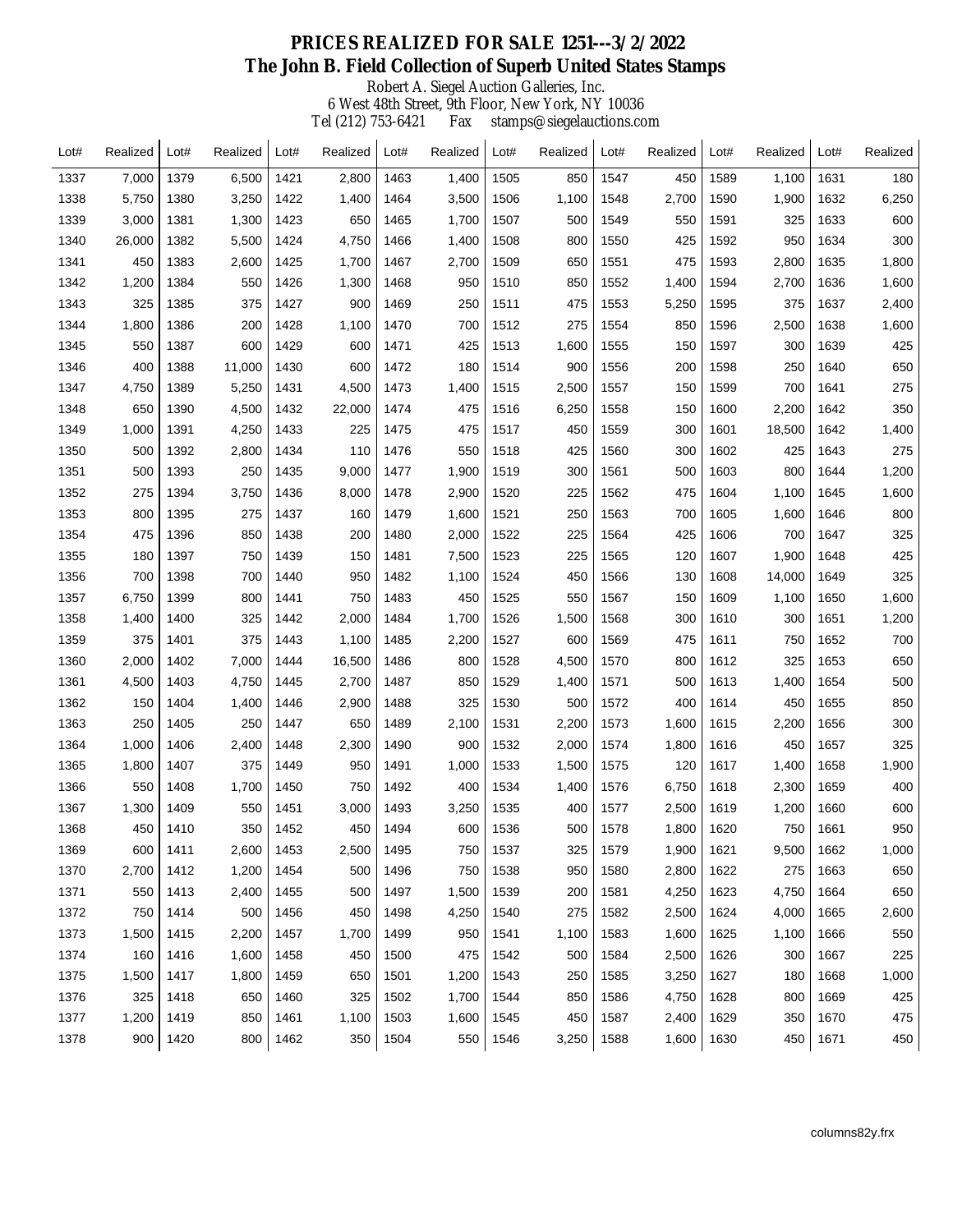# PRICES REALIZED FOR SALE 1251---3/2/2022

## The John B. Field Collection of Superb United States Stamps

Robert A. Siegel Auction Galleries, Inc.
6 West 48th Street, 9th Floor, New York, NY 10036
Tel (212) 753-6421 Fax stamps@siegelauctions.com

| Lot# | Realized | Lot# | Realized | Lot# | Realized | Lot# | Realized | Lot# | Realized | Lot# | Realized | Lot# | Realized | Lot# | Realized |
|---|---|---|---|---|---|---|---|---|---|---|---|---|---|---|---|
| 1337 | 7,000 | 1379 | 6,500 | 1421 | 2,800 | 1463 | 1,400 | 1505 | 850 | 1547 | 450 | 1589 | 1,100 | 1631 | 180 |
| 1338 | 5,750 | 1380 | 3,250 | 1422 | 1,400 | 1464 | 3,500 | 1506 | 1,100 | 1548 | 2,700 | 1590 | 1,900 | 1632 | 6,250 |
| 1339 | 3,000 | 1381 | 1,300 | 1423 | 650 | 1465 | 1,700 | 1507 | 500 | 1549 | 550 | 1591 | 325 | 1633 | 600 |
| 1340 | 26,000 | 1382 | 5,500 | 1424 | 4,750 | 1466 | 1,400 | 1508 | 800 | 1550 | 425 | 1592 | 950 | 1634 | 300 |
| 1341 | 450 | 1383 | 2,600 | 1425 | 1,700 | 1467 | 2,700 | 1509 | 650 | 1551 | 475 | 1593 | 2,800 | 1635 | 1,800 |
| 1342 | 1,200 | 1384 | 550 | 1426 | 1,300 | 1468 | 950 | 1510 | 850 | 1552 | 1,400 | 1594 | 2,700 | 1636 | 1,600 |
| 1343 | 325 | 1385 | 375 | 1427 | 900 | 1469 | 250 | 1511 | 475 | 1553 | 5,250 | 1595 | 375 | 1637 | 2,400 |
| 1344 | 1,800 | 1386 | 200 | 1428 | 1,100 | 1470 | 700 | 1512 | 275 | 1554 | 850 | 1596 | 2,500 | 1638 | 1,600 |
| 1345 | 550 | 1387 | 600 | 1429 | 600 | 1471 | 425 | 1513 | 1,600 | 1555 | 150 | 1597 | 300 | 1639 | 425 |
| 1346 | 400 | 1388 | 11,000 | 1430 | 600 | 1472 | 180 | 1514 | 900 | 1556 | 200 | 1598 | 250 | 1640 | 650 |
| 1347 | 4,750 | 1389 | 5,250 | 1431 | 4,500 | 1473 | 1,400 | 1515 | 2,500 | 1557 | 150 | 1599 | 700 | 1641 | 275 |
| 1348 | 650 | 1390 | 4,500 | 1432 | 22,000 | 1474 | 475 | 1516 | 6,250 | 1558 | 150 | 1600 | 2,200 | 1642 | 350 |
| 1349 | 1,000 | 1391 | 4,250 | 1433 | 225 | 1475 | 475 | 1517 | 450 | 1559 | 300 | 1601 | 18,500 | 1642 | 1,400 |
| 1350 | 500 | 1392 | 2,800 | 1434 | 110 | 1476 | 550 | 1518 | 425 | 1560 | 300 | 1602 | 425 | 1643 | 275 |
| 1351 | 500 | 1393 | 250 | 1435 | 9,000 | 1477 | 1,900 | 1519 | 300 | 1561 | 500 | 1603 | 800 | 1644 | 1,200 |
| 1352 | 275 | 1394 | 3,750 | 1436 | 8,000 | 1478 | 2,900 | 1520 | 225 | 1562 | 475 | 1604 | 1,100 | 1645 | 1,600 |
| 1353 | 800 | 1395 | 275 | 1437 | 160 | 1479 | 1,600 | 1521 | 250 | 1563 | 700 | 1605 | 1,600 | 1646 | 800 |
| 1354 | 475 | 1396 | 850 | 1438 | 200 | 1480 | 2,000 | 1522 | 225 | 1564 | 425 | 1606 | 700 | 1647 | 325 |
| 1355 | 180 | 1397 | 750 | 1439 | 150 | 1481 | 7,500 | 1523 | 225 | 1565 | 120 | 1607 | 1,900 | 1648 | 425 |
| 1356 | 700 | 1398 | 700 | 1440 | 950 | 1482 | 1,100 | 1524 | 450 | 1566 | 130 | 1608 | 14,000 | 1649 | 325 |
| 1357 | 6,750 | 1399 | 800 | 1441 | 750 | 1483 | 450 | 1525 | 550 | 1567 | 150 | 1609 | 1,100 | 1650 | 1,600 |
| 1358 | 1,400 | 1400 | 325 | 1442 | 2,000 | 1484 | 1,700 | 1526 | 1,500 | 1568 | 300 | 1610 | 300 | 1651 | 1,200 |
| 1359 | 375 | 1401 | 375 | 1443 | 1,100 | 1485 | 2,200 | 1527 | 600 | 1569 | 475 | 1611 | 750 | 1652 | 700 |
| 1360 | 2,000 | 1402 | 7,000 | 1444 | 16,500 | 1486 | 800 | 1528 | 4,500 | 1570 | 800 | 1612 | 325 | 1653 | 650 |
| 1361 | 4,500 | 1403 | 4,750 | 1445 | 2,700 | 1487 | 850 | 1529 | 1,400 | 1571 | 500 | 1613 | 1,400 | 1654 | 500 |
| 1362 | 150 | 1404 | 1,400 | 1446 | 2,900 | 1488 | 325 | 1530 | 500 | 1572 | 400 | 1614 | 450 | 1655 | 850 |
| 1363 | 250 | 1405 | 250 | 1447 | 650 | 1489 | 2,100 | 1531 | 2,200 | 1573 | 1,600 | 1615 | 2,200 | 1656 | 300 |
| 1364 | 1,000 | 1406 | 2,400 | 1448 | 2,300 | 1490 | 900 | 1532 | 2,000 | 1574 | 1,800 | 1616 | 450 | 1657 | 325 |
| 1365 | 1,800 | 1407 | 375 | 1449 | 950 | 1491 | 1,000 | 1533 | 1,500 | 1575 | 120 | 1617 | 1,400 | 1658 | 1,900 |
| 1366 | 550 | 1408 | 1,700 | 1450 | 750 | 1492 | 400 | 1534 | 1,400 | 1576 | 6,750 | 1618 | 2,300 | 1659 | 400 |
| 1367 | 1,300 | 1409 | 550 | 1451 | 3,000 | 1493 | 3,250 | 1535 | 400 | 1577 | 2,500 | 1619 | 1,200 | 1660 | 600 |
| 1368 | 450 | 1410 | 350 | 1452 | 450 | 1494 | 600 | 1536 | 500 | 1578 | 1,800 | 1620 | 750 | 1661 | 950 |
| 1369 | 600 | 1411 | 2,600 | 1453 | 2,500 | 1495 | 750 | 1537 | 325 | 1579 | 1,900 | 1621 | 9,500 | 1662 | 1,000 |
| 1370 | 2,700 | 1412 | 1,200 | 1454 | 500 | 1496 | 750 | 1538 | 950 | 1580 | 2,800 | 1622 | 275 | 1663 | 650 |
| 1371 | 550 | 1413 | 2,400 | 1455 | 500 | 1497 | 1,500 | 1539 | 200 | 1581 | 4,250 | 1623 | 4,750 | 1664 | 650 |
| 1372 | 750 | 1414 | 500 | 1456 | 450 | 1498 | 4,250 | 1540 | 275 | 1582 | 2,500 | 1624 | 4,000 | 1665 | 2,600 |
| 1373 | 1,500 | 1415 | 2,200 | 1457 | 1,700 | 1499 | 950 | 1541 | 1,100 | 1583 | 1,600 | 1625 | 1,100 | 1666 | 550 |
| 1374 | 160 | 1416 | 1,600 | 1458 | 450 | 1500 | 475 | 1542 | 500 | 1584 | 2,500 | 1626 | 300 | 1667 | 225 |
| 1375 | 1,500 | 1417 | 1,800 | 1459 | 650 | 1501 | 1,200 | 1543 | 250 | 1585 | 3,250 | 1627 | 180 | 1668 | 1,000 |
| 1376 | 325 | 1418 | 650 | 1460 | 325 | 1502 | 1,700 | 1544 | 850 | 1586 | 4,750 | 1628 | 800 | 1669 | 425 |
| 1377 | 1,200 | 1419 | 850 | 1461 | 1,100 | 1503 | 1,600 | 1545 | 450 | 1587 | 2,400 | 1629 | 350 | 1670 | 475 |
| 1378 | 900 | 1420 | 800 | 1462 | 350 | 1504 | 550 | 1546 | 3,250 | 1588 | 1,600 | 1630 | 450 | 1671 | 450 |

columns82y.frx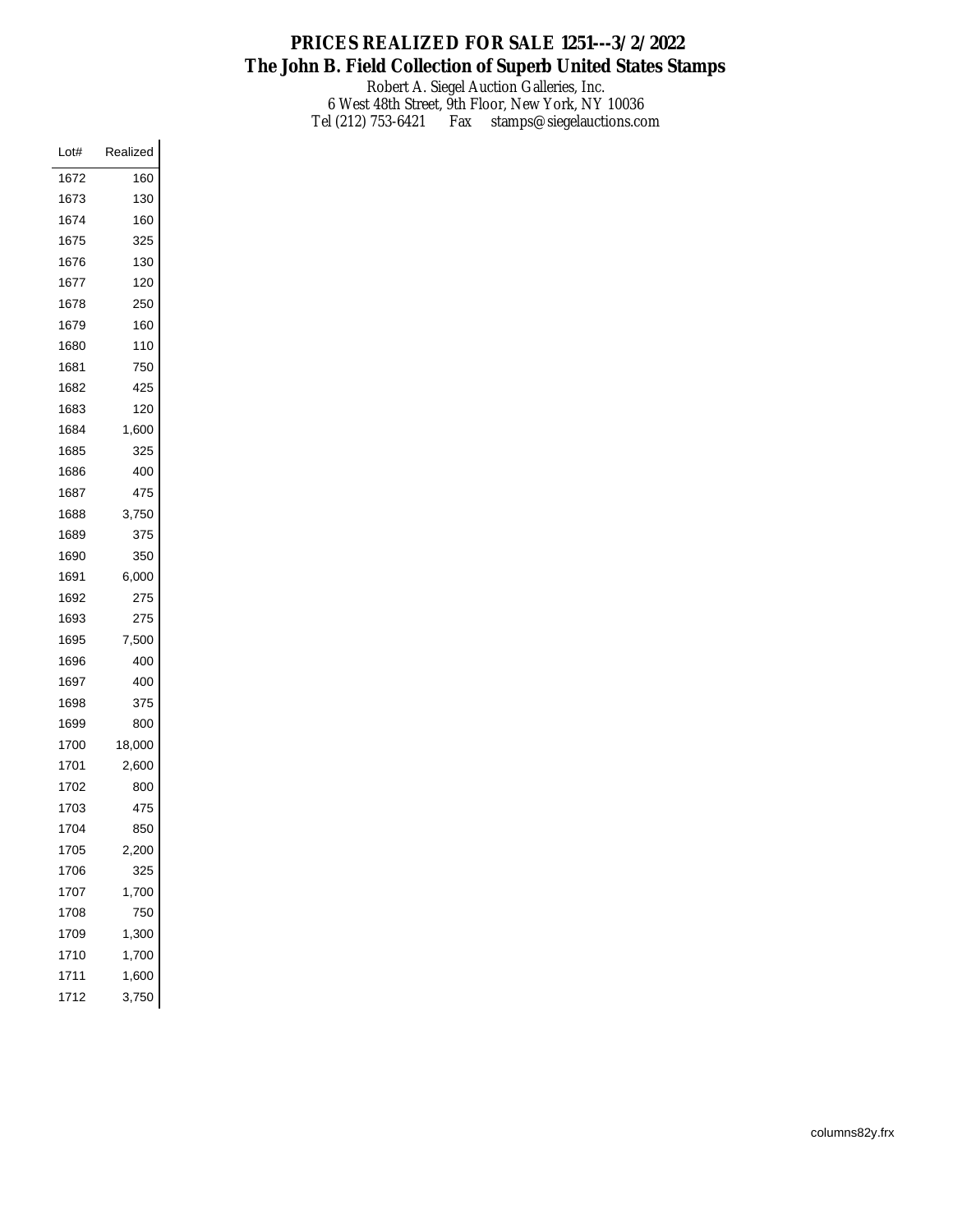# PRICES REALIZED FOR SALE 1251---3/2/2022

## The John B. Field Collection of Superb United States Stamps

Robert A. Siegel Auction Galleries, Inc.
6 West 48th Street, 9th Floor, New York, NY 10036
Tel (212) 753-6421 Fax stamps@siegelauctions.com

| Lot# | Realized |
|---|---|
| 1672 | 160 |
| 1673 | 130 |
| 1674 | 160 |
| 1675 | 325 |
| 1676 | 130 |
| 1677 | 120 |
| 1678 | 250 |
| 1679 | 160 |
| 1680 | 110 |
| 1681 | 750 |
| 1682 | 425 |
| 1683 | 120 |
| 1684 | 1,600 |
| 1685 | 325 |
| 1686 | 400 |
| 1687 | 475 |
| 1688 | 3,750 |
| 1689 | 375 |
| 1690 | 350 |
| 1691 | 6,000 |
| 1692 | 275 |
| 1693 | 275 |
| 1695 | 7,500 |
| 1696 | 400 |
| 1697 | 400 |
| 1698 | 375 |
| 1699 | 800 |
| 1700 | 18,000 |
| 1701 | 2,600 |
| 1702 | 800 |
| 1703 | 475 |
| 1704 | 850 |
| 1705 | 2,200 |
| 1706 | 325 |
| 1707 | 1,700 |
| 1708 | 750 |
| 1709 | 1,300 |
| 1710 | 1,700 |
| 1711 | 1,600 |
| 1712 | 3,750 |

columns82y.frx